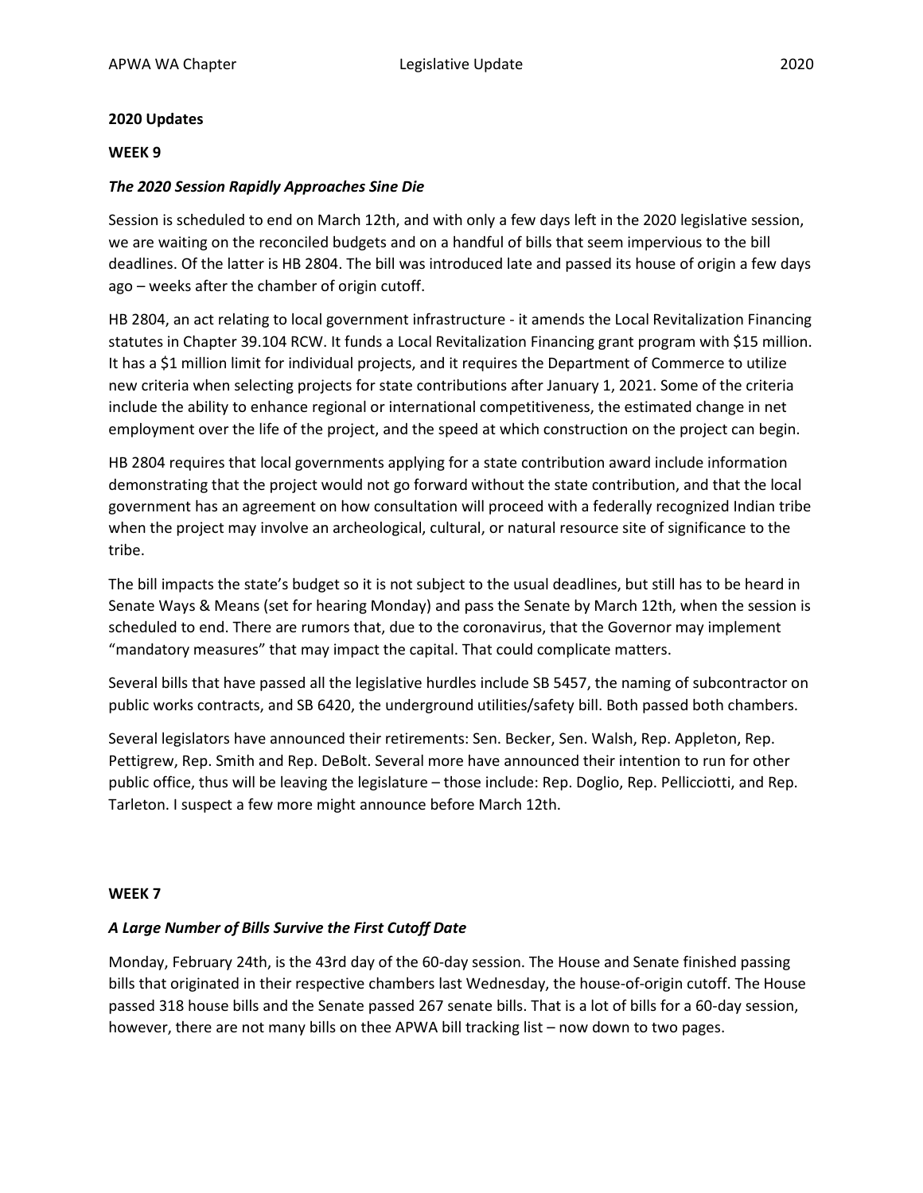**2020 Updates**

**WEEK 9**

***The 2020 Session Rapidly Approaches Sine Die***

Session is scheduled to end on March 12th, and with only a few days left in the 2020 legislative session, we are waiting on the reconciled budgets and on a handful of bills that seem impervious to the bill deadlines. Of the latter is HB 2804. The bill was introduced late and passed its house of origin a few days ago – weeks after the chamber of origin cutoff.

HB 2804, an act relating to local government infrastructure - it amends the Local Revitalization Financing statutes in Chapter 39.104 RCW. It funds a Local Revitalization Financing grant program with $15 million. It has a $1 million limit for individual projects, and it requires the Department of Commerce to utilize new criteria when selecting projects for state contributions after January 1, 2021. Some of the criteria include the ability to enhance regional or international competitiveness, the estimated change in net employment over the life of the project, and the speed at which construction on the project can begin.

HB 2804 requires that local governments applying for a state contribution award include information demonstrating that the project would not go forward without the state contribution, and that the local government has an agreement on how consultation will proceed with a federally recognized Indian tribe when the project may involve an archeological, cultural, or natural resource site of significance to the tribe.

The bill impacts the state's budget so it is not subject to the usual deadlines, but still has to be heard in Senate Ways & Means (set for hearing Monday) and pass the Senate by March 12th, when the session is scheduled to end. There are rumors that, due to the coronavirus, that the Governor may implement "mandatory measures" that may impact the capital. That could complicate matters.

Several bills that have passed all the legislative hurdles include SB 5457, the naming of subcontractor on public works contracts, and SB 6420, the underground utilities/safety bill. Both passed both chambers.

Several legislators have announced their retirements: Sen. Becker, Sen. Walsh, Rep. Appleton, Rep. Pettigrew, Rep. Smith and Rep. DeBolt. Several more have announced their intention to run for other public office, thus will be leaving the legislature – those include: Rep. Doglio, Rep. Pellicciotti, and Rep. Tarleton. I suspect a few more might announce before March 12th.

**WEEK 7**

***A Large Number of Bills Survive the First Cutoff Date***

Monday, February 24th, is the 43rd day of the 60-day session. The House and Senate finished passing bills that originated in their respective chambers last Wednesday, the house-of-origin cutoff. The House passed 318 house bills and the Senate passed 267 senate bills. That is a lot of bills for a 60-day session, however, there are not many bills on thee APWA bill tracking list – now down to two pages.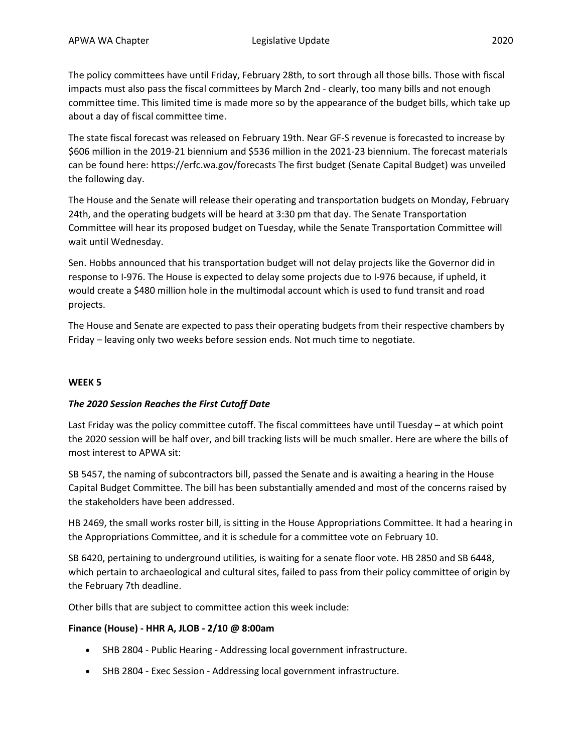The policy committees have until Friday, February 28th, to sort through all those bills. Those with fiscal impacts must also pass the fiscal committees by March 2nd - clearly, too many bills and not enough committee time. This limited time is made more so by the appearance of the budget bills, which take up about a day of fiscal committee time.

The state fiscal forecast was released on February 19th. Near GF-S revenue is forecasted to increase by $606 million in the 2019-21 biennium and $536 million in the 2021-23 biennium. The forecast materials can be found here: https://erfc.wa.gov/forecasts The first budget (Senate Capital Budget) was unveiled the following day.

The House and the Senate will release their operating and transportation budgets on Monday, February 24th, and the operating budgets will be heard at 3:30 pm that day. The Senate Transportation Committee will hear its proposed budget on Tuesday, while the Senate Transportation Committee will wait until Wednesday.

Sen. Hobbs announced that his transportation budget will not delay projects like the Governor did in response to I-976. The House is expected to delay some projects due to I-976 because, if upheld, it would create a $480 million hole in the multimodal account which is used to fund transit and road projects.

The House and Senate are expected to pass their operating budgets from their respective chambers by Friday – leaving only two weeks before session ends. Not much time to negotiate.

**WEEK 5**

***The 2020 Session Reaches the First Cutoff Date***

Last Friday was the policy committee cutoff. The fiscal committees have until Tuesday – at which point the 2020 session will be half over, and bill tracking lists will be much smaller. Here are where the bills of most interest to APWA sit:

SB 5457, the naming of subcontractors bill, passed the Senate and is awaiting a hearing in the House Capital Budget Committee. The bill has been substantially amended and most of the concerns raised by the stakeholders have been addressed.

HB 2469, the small works roster bill, is sitting in the House Appropriations Committee. It had a hearing in the Appropriations Committee, and it is schedule for a committee vote on February 10.

SB 6420, pertaining to underground utilities, is waiting for a senate floor vote. HB 2850 and SB 6448, which pertain to archaeological and cultural sites, failed to pass from their policy committee of origin by the February 7th deadline.

Other bills that are subject to committee action this week include:

**Finance (House) - HHR A, JLOB - 2/10 @ 8:00am**

- SHB 2804 - Public Hearing - Addressing local government infrastructure.
- SHB 2804 - Exec Session - Addressing local government infrastructure.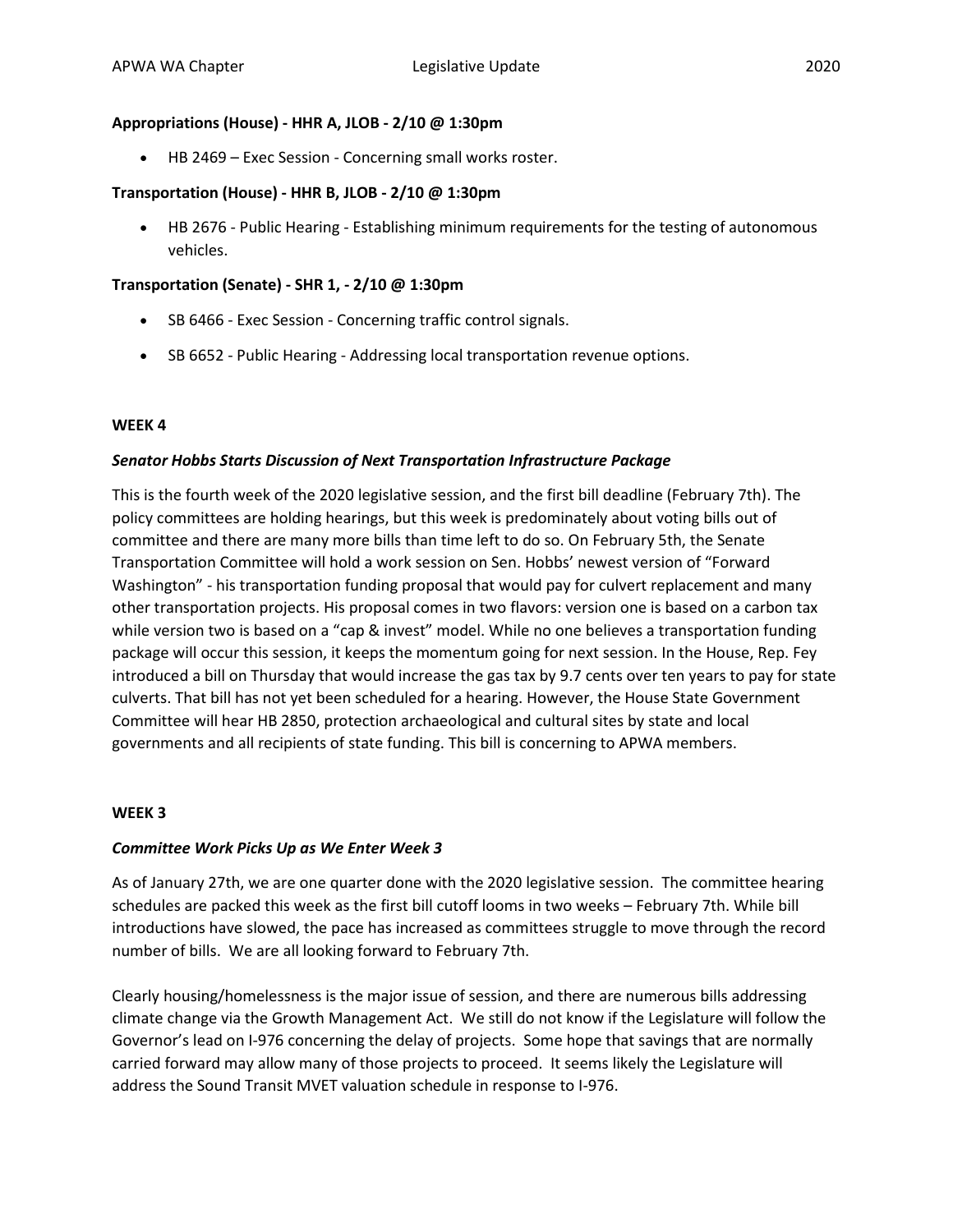**Appropriations (House) - HHR A, JLOB - 2/10 @ 1:30pm**

- HB 2469 – Exec Session - Concerning small works roster.

**Transportation (House) - HHR B, JLOB - 2/10 @ 1:30pm**

- HB 2676 - Public Hearing - Establishing minimum requirements for the testing of autonomous vehicles.

**Transportation (Senate) - SHR 1, - 2/10 @ 1:30pm**

- SB 6466 - Exec Session - Concerning traffic control signals.
- SB 6652 - Public Hearing - Addressing local transportation revenue options.

**WEEK 4**

***Senator Hobbs Starts Discussion of Next Transportation Infrastructure Package***

This is the fourth week of the 2020 legislative session, and the first bill deadline (February 7th). The policy committees are holding hearings, but this week is predominately about voting bills out of committee and there are many more bills than time left to do so. On February 5th, the Senate Transportation Committee will hold a work session on Sen. Hobbs' newest version of "Forward Washington" - his transportation funding proposal that would pay for culvert replacement and many other transportation projects. His proposal comes in two flavors: version one is based on a carbon tax while version two is based on a "cap & invest" model. While no one believes a transportation funding package will occur this session, it keeps the momentum going for next session. In the House, Rep. Fey introduced a bill on Thursday that would increase the gas tax by 9.7 cents over ten years to pay for state culverts. That bill has not yet been scheduled for a hearing. However, the House State Government Committee will hear HB 2850, protection archaeological and cultural sites by state and local governments and all recipients of state funding. This bill is concerning to APWA members.

**WEEK 3**

***Committee Work Picks Up as We Enter Week 3***

As of January 27th, we are one quarter done with the 2020 legislative session. The committee hearing schedules are packed this week as the first bill cutoff looms in two weeks – February 7th. While bill introductions have slowed, the pace has increased as committees struggle to move through the record number of bills. We are all looking forward to February 7th.

Clearly housing/homelessness is the major issue of session, and there are numerous bills addressing climate change via the Growth Management Act. We still do not know if the Legislature will follow the Governor's lead on I-976 concerning the delay of projects. Some hope that savings that are normally carried forward may allow many of those projects to proceed. It seems likely the Legislature will address the Sound Transit MVET valuation schedule in response to I-976.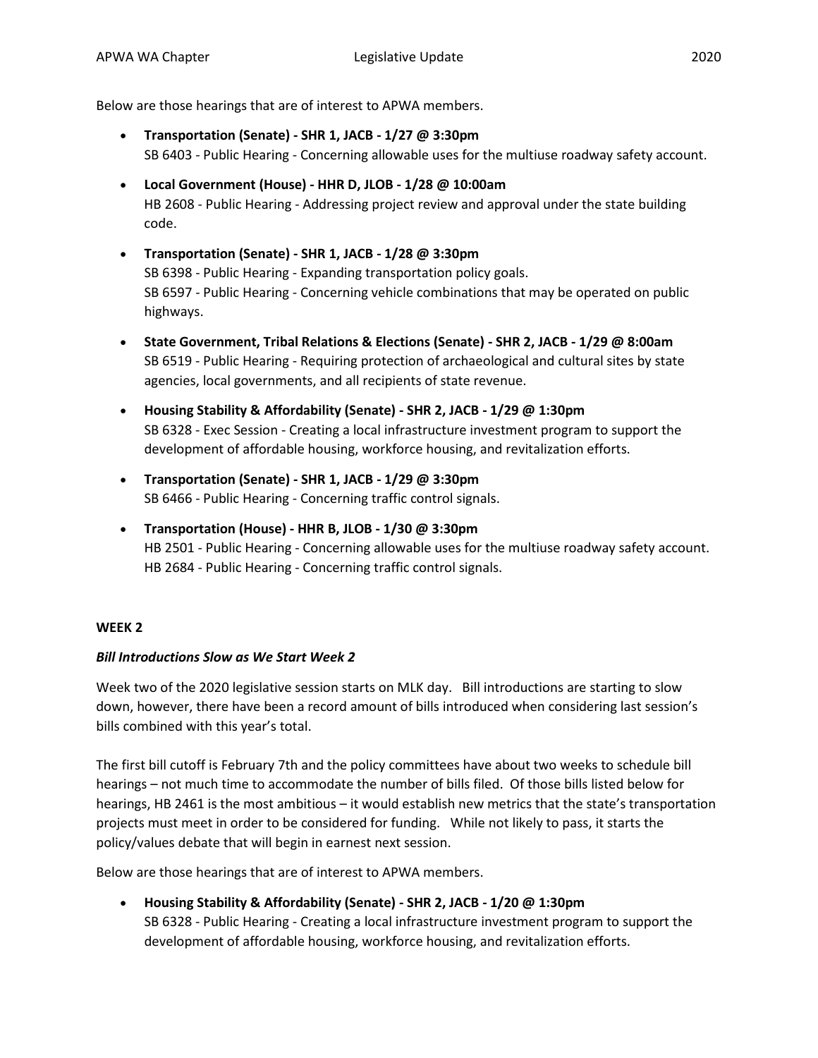Below are those hearings that are of interest to APWA members.

- **Transportation (Senate) - SHR 1, JACB - 1/27 @ 3:30pm**
  SB 6403 - Public Hearing - Concerning allowable uses for the multiuse roadway safety account.
- **Local Government (House) - HHR D, JLOB - 1/28 @ 10:00am**
  HB 2608 - Public Hearing - Addressing project review and approval under the state building code.
- **Transportation (Senate) - SHR 1, JACB - 1/28 @ 3:30pm**
  SB 6398 - Public Hearing - Expanding transportation policy goals.
  SB 6597 - Public Hearing - Concerning vehicle combinations that may be operated on public highways.
- **State Government, Tribal Relations & Elections (Senate) - SHR 2, JACB - 1/29 @ 8:00am**
  SB 6519 - Public Hearing - Requiring protection of archaeological and cultural sites by state agencies, local governments, and all recipients of state revenue.
- **Housing Stability & Affordability (Senate) - SHR 2, JACB - 1/29 @ 1:30pm**
  SB 6328 - Exec Session - Creating a local infrastructure investment program to support the development of affordable housing, workforce housing, and revitalization efforts.
- **Transportation (Senate) - SHR 1, JACB - 1/29 @ 3:30pm**
  SB 6466 - Public Hearing - Concerning traffic control signals.
- **Transportation (House) - HHR B, JLOB - 1/30 @ 3:30pm**
  HB 2501 - Public Hearing - Concerning allowable uses for the multiuse roadway safety account.
  HB 2684 - Public Hearing - Concerning traffic control signals.

**WEEK 2**

***Bill Introductions Slow as We Start Week 2***

Week two of the 2020 legislative session starts on MLK day. Bill introductions are starting to slow down, however, there have been a record amount of bills introduced when considering last session's bills combined with this year's total.

The first bill cutoff is February 7th and the policy committees have about two weeks to schedule bill hearings – not much time to accommodate the number of bills filed. Of those bills listed below for hearings, HB 2461 is the most ambitious – it would establish new metrics that the state's transportation projects must meet in order to be considered for funding. While not likely to pass, it starts the policy/values debate that will begin in earnest next session.

Below are those hearings that are of interest to APWA members.

- **Housing Stability & Affordability (Senate) - SHR 2, JACB - 1/20 @ 1:30pm**
  SB 6328 - Public Hearing - Creating a local infrastructure investment program to support the development of affordable housing, workforce housing, and revitalization efforts.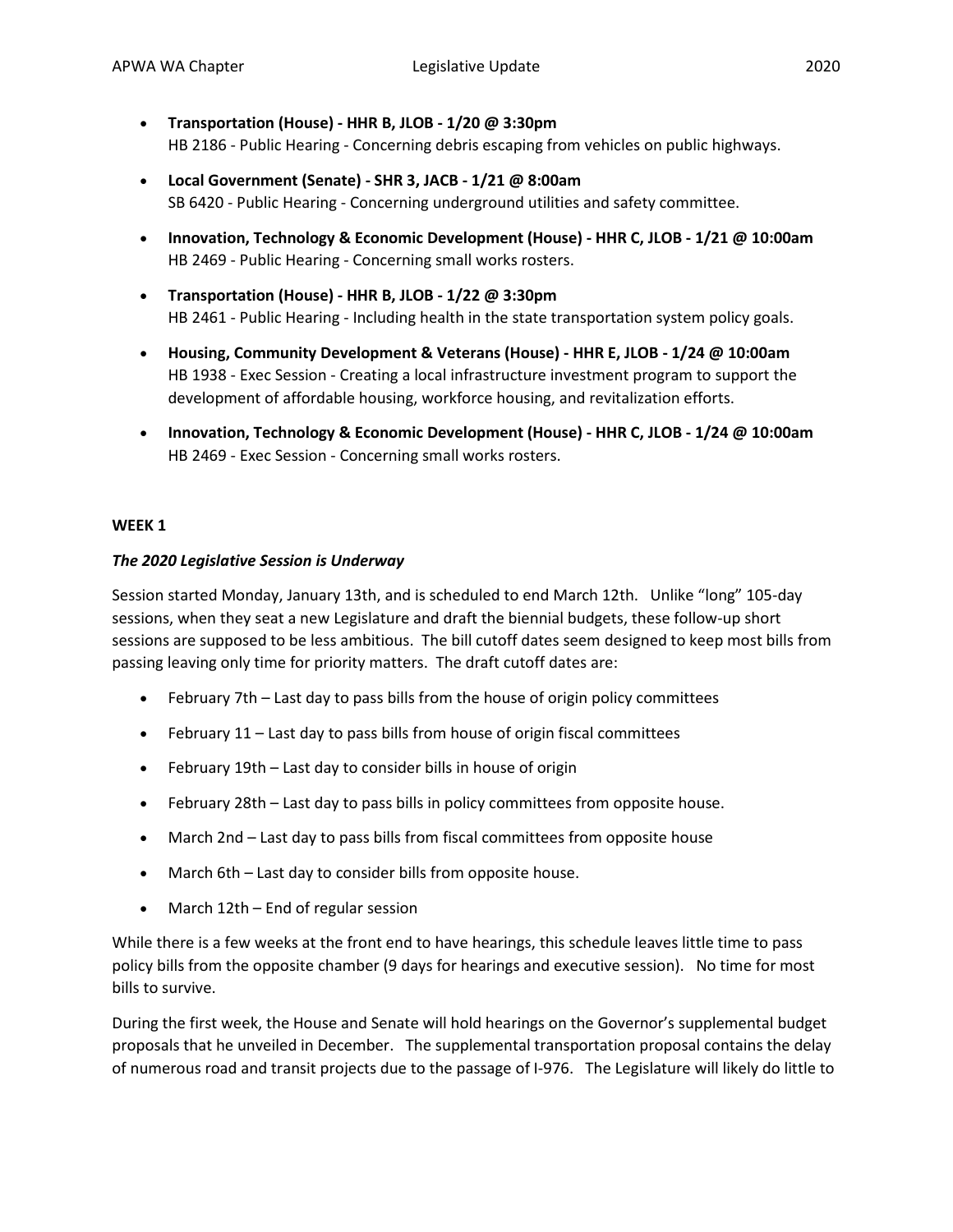- **Transportation (House) - HHR B, JLOB - 1/20 @ 3:30pm**
  HB 2186 - Public Hearing - Concerning debris escaping from vehicles on public highways.
- **Local Government (Senate) - SHR 3, JACB - 1/21 @ 8:00am**
  SB 6420 - Public Hearing - Concerning underground utilities and safety committee.
- **Innovation, Technology & Economic Development (House) - HHR C, JLOB - 1/21 @ 10:00am**
  HB 2469 - Public Hearing - Concerning small works rosters.
- **Transportation (House) - HHR B, JLOB - 1/22 @ 3:30pm**
  HB 2461 - Public Hearing - Including health in the state transportation system policy goals.
- **Housing, Community Development & Veterans (House) - HHR E, JLOB - 1/24 @ 10:00am**
  HB 1938 - Exec Session - Creating a local infrastructure investment program to support the development of affordable housing, workforce housing, and revitalization efforts.
- **Innovation, Technology & Economic Development (House) - HHR C, JLOB - 1/24 @ 10:00am**
  HB 2469 - Exec Session - Concerning small works rosters.

**WEEK 1**

***The 2020 Legislative Session is Underway***

Session started Monday, January 13th, and is scheduled to end March 12th. Unlike "long" 105-day sessions, when they seat a new Legislature and draft the biennial budgets, these follow-up short sessions are supposed to be less ambitious. The bill cutoff dates seem designed to keep most bills from passing leaving only time for priority matters. The draft cutoff dates are:

- February 7th – Last day to pass bills from the house of origin policy committees
- February 11 – Last day to pass bills from house of origin fiscal committees
- February 19th – Last day to consider bills in house of origin
- February 28th – Last day to pass bills in policy committees from opposite house.
- March 2nd – Last day to pass bills from fiscal committees from opposite house
- March 6th – Last day to consider bills from opposite house.
- March 12th – End of regular session

While there is a few weeks at the front end to have hearings, this schedule leaves little time to pass policy bills from the opposite chamber (9 days for hearings and executive session). No time for most bills to survive.

During the first week, the House and Senate will hold hearings on the Governor's supplemental budget proposals that he unveiled in December. The supplemental transportation proposal contains the delay of numerous road and transit projects due to the passage of I-976. The Legislature will likely do little to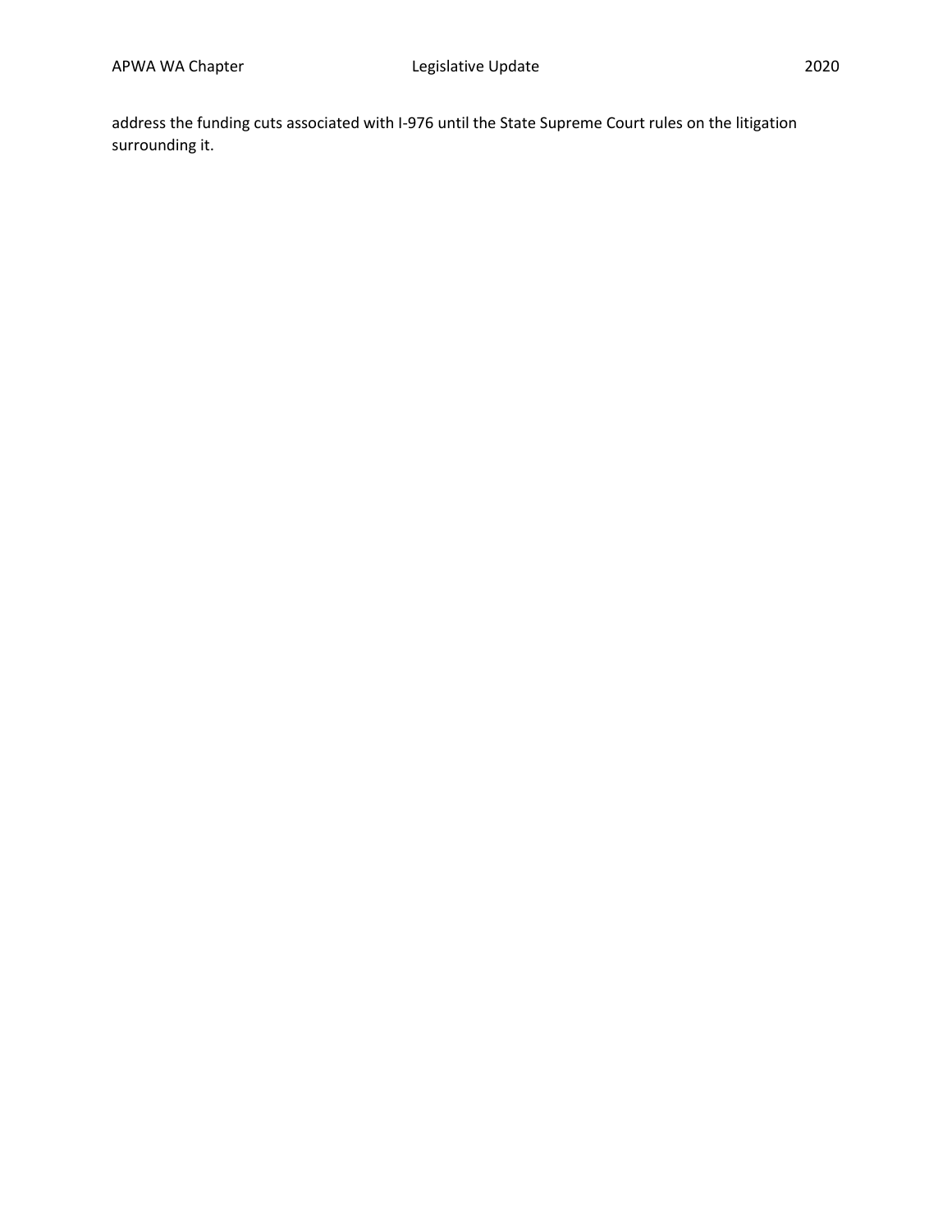address the funding cuts associated with I-976 until the State Supreme Court rules on the litigation surrounding it.